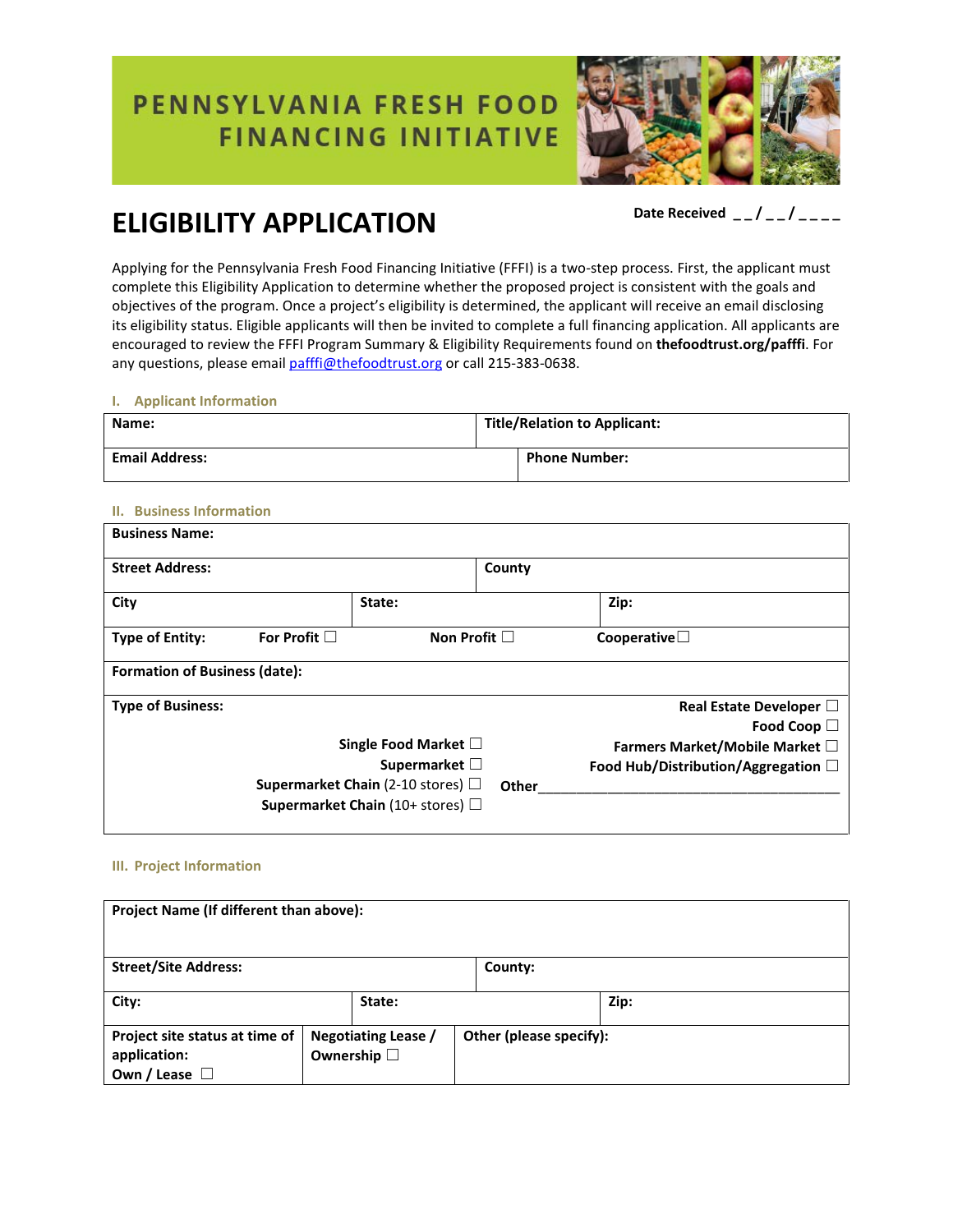# PENNSYLVANIA FRESH FOOD FINANCING INITIATIVE

# ELIGIBILITY APPLICATION

Date Received __/__/____

Applying for the Pennsylvania Fresh Food Financing Initiative (FFFI) is a two-step process. First, the applicant must complete this Eligibility Application to determine whether the proposed project is consistent with the goals and objectives of the program. Once a project's eligibility is determined, the applicant will receive an email disclosing its eligibility status. Eligible applicants will then be invited to complete a full financing application. All applicants are encouraged to review the FFFI Program Summary & Eligibility Requirements found on **thefoodtrust.org/pafffi**. For any questions, please email pafffi@thefoodtrust.org or call 215-383-0638.

## I. Applicant Information

| **Name:** | **Title/Relation to Applicant:** |
|---|---|
| **Email Address:** | **Phone Number:** |

## II. Business Information

| | | |
|---|---|---|
| **Business Name:** | | |
| **Street Address:** | **County** | |
| **City** | **State:** | **Zip:** |
| **Type of Entity:** **For Profit** ☐ | **Non Profit** ☐ | **Cooperative** ☐ |
| **Formation of Business (date):** | | |
| **Type of Business:** | **Single Food Market** ☐<br>**Supermarket** ☐<br>**Supermarket Chain** (2-10 stores) ☐<br>**Supermarket Chain** (10+ stores) ☐ | **Real Estate Developer** ☐<br>**Food Coop** ☐<br>**Farmers Market/Mobile Market** ☐<br>**Food Hub/Distribution/Aggregation** ☐<br>**Other**______________________ |

## III. Project Information

| | | |
|---|---|---|
| **Project Name (If different than above):** | | |
| **Street/Site Address:** | **County:** | |
| **City:** | **State:** | **Zip:** |
| **Project site status at time of application:** **Own / Lease** ☐ | **Negotiating Lease / Ownership** ☐ | **Other (please specify):** |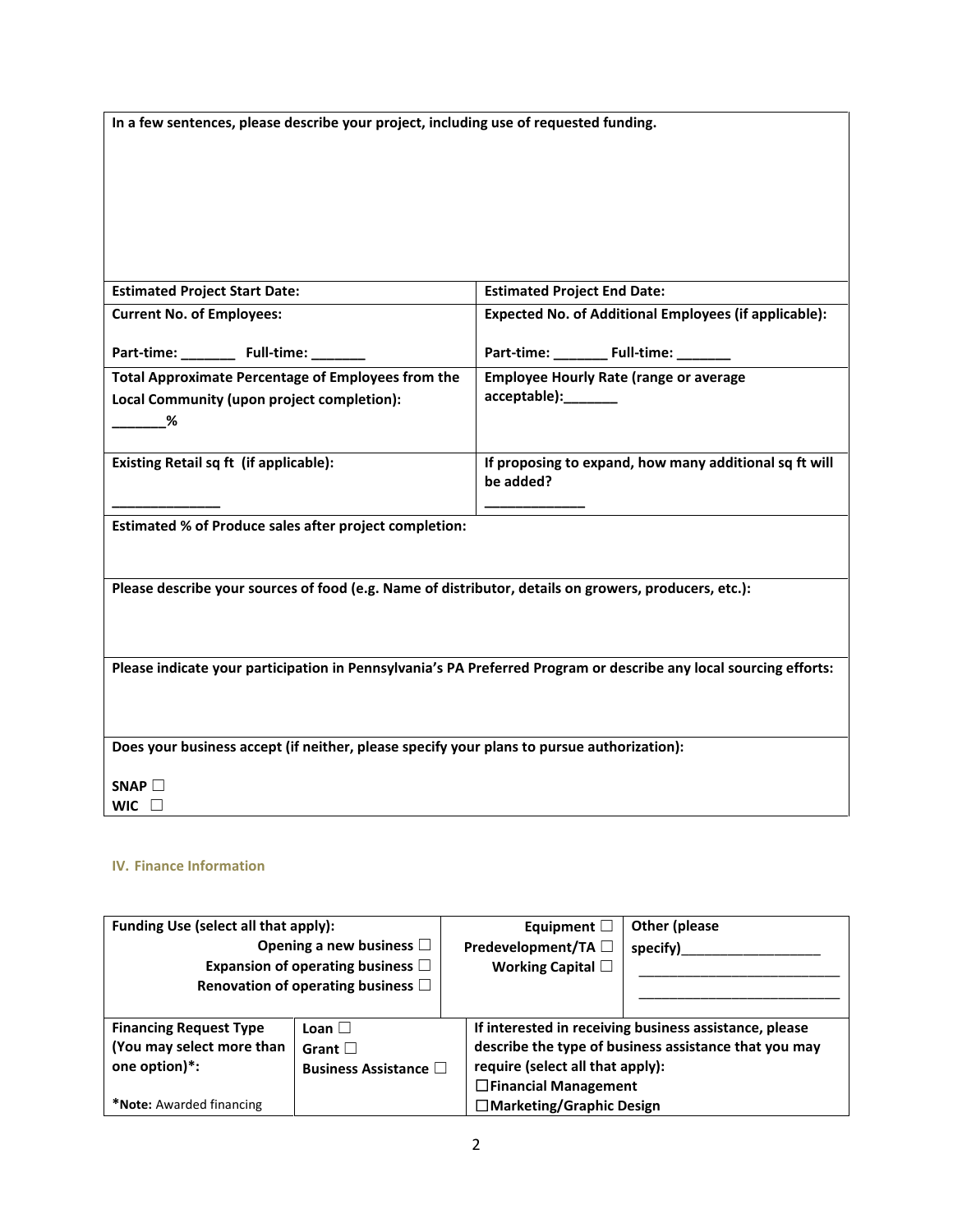| In a few sentences, please describe your project, including use of requested funding. | |
|---|---|
| **Estimated Project Start Date:** | **Estimated Project End Date:** |
| **Current No. of Employees:**<br><br>**Part-time: _______ Full-time: _______** | **Expected No. of Additional Employees (if applicable):**<br><br>**Part-time: _______ Full-time: _______** |
| **Total Approximate Percentage of Employees from the Local Community (upon project completion):**<br>**_______%** | **Employee Hourly Rate (range or average acceptable):_______** |
| **Existing Retail sq ft (if applicable):**<br><br>**______________** | **If proposing to expand, how many additional sq ft will be added?**<br>**_____________** |
| **Estimated % of Produce sales after project completion:** | |
| **Please describe your sources of food (e.g. Name of distributor, details on growers, producers, etc.):** | |
| **Please indicate your participation in Pennsylvania's PA Preferred Program or describe any local sourcing efforts:** | |
| **Does your business accept (if neither, please specify your plans to pursue authorization):**<br><br>**SNAP ☐**<br>**WIC ☐** | |

## IV. Finance Information

| **Funding Use (select all that apply):**<br>**Opening a new business ☐**<br>**Expansion of operating business ☐**<br>**Renovation of operating business ☐** | | **Equipment ☐**<br>**Predevelopment/TA ☐**<br>**Working Capital ☐** | **Other (please specify)__________________**<br>**__________________________**<br>**__________________________** |
|---|---|---|---|
| **Financing Request Type (You may select more than one option)*:**<br><br>***Note:** Awarded financing | **Loan ☐**<br>**Grant ☐**<br>**Business Assistance ☐** | **If interested in receiving business assistance, please describe the type of business assistance that you may require (select all that apply):**<br>**☐Financial Management**<br>**☐Marketing/Graphic Design** | |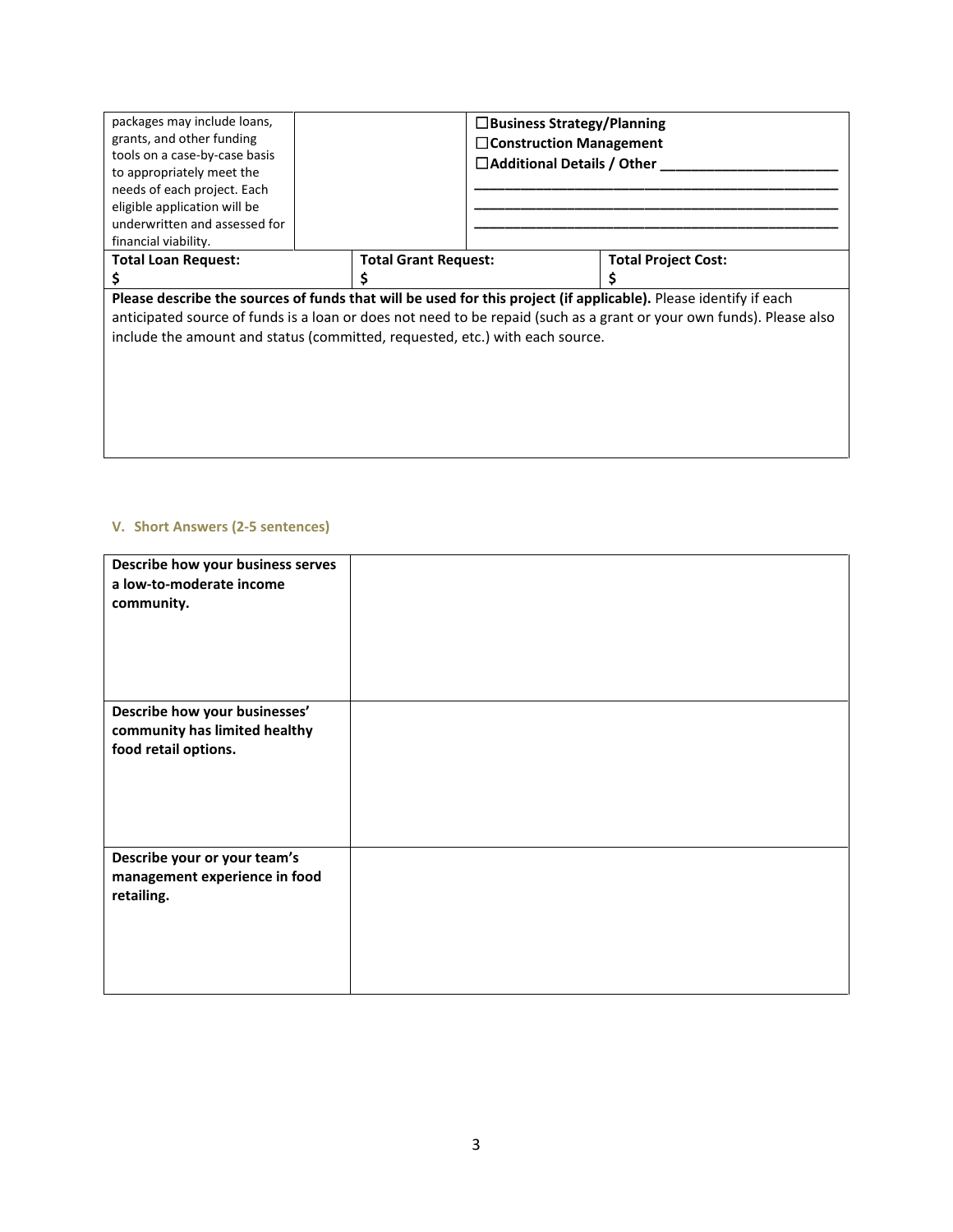| packages may include loans, grants, and other funding tools on a case-by-case basis to appropriately meet the needs of each project. Each eligible application will be underwritten and assessed for financial viability. | | ☐**Business Strategy/Planning**<br>☐**Construction Management**<br>☐**Additional Details / Other \_\_\_\_\_\_\_\_\_\_\_\_\_\_\_\_\_\_\_\_\_\_** |
|---|---|---|

| **Total Loan Request:**<br>**$** | **Total Grant Request:**<br>**$** | **Total Project Cost:**<br>**$** |
|---|---|---|

**Please describe the sources of funds that will be used for this project (if applicable).** Please identify if each anticipated source of funds is a loan or does not need to be repaid (such as a grant or your own funds). Please also include the amount and status (committed, requested, etc.) with each source.

## V. Short Answers (2-5 sentences)

| | |
|---|---|
| **Describe how your business serves a low-to-moderate income community.** | |
| **Describe how your businesses' community has limited healthy food retail options.** | |
| **Describe your or your team's management experience in food retailing.** | |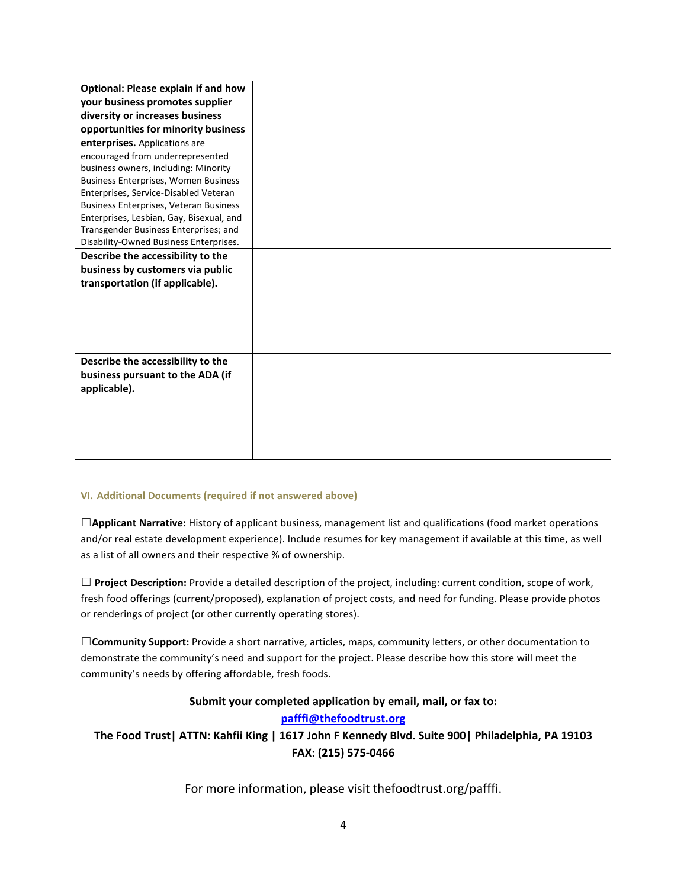| | |
| --- | --- |
| **Optional: Please explain if and how your business promotes supplier diversity or increases business opportunities for minority business enterprises.** Applications are encouraged from underrepresented business owners, including: Minority Business Enterprises, Women Business Enterprises, Service-Disabled Veteran Business Enterprises, Veteran Business Enterprises, Lesbian, Gay, Bisexual, and Transgender Business Enterprises; and Disability-Owned Business Enterprises. | |
| **Describe the accessibility to the business by customers via public transportation (if applicable).** | |
| **Describe the accessibility to the business pursuant to the ADA (if applicable).** | |

### VI. Additional Documents (required if not answered above)

☐**Applicant Narrative:** History of applicant business, management list and qualifications (food market operations and/or real estate development experience). Include resumes for key management if available at this time, as well as a list of all owners and their respective % of ownership.

☐ **Project Description:** Provide a detailed description of the project, including: current condition, scope of work, fresh food offerings (current/proposed), explanation of project costs, and need for funding. Please provide photos or renderings of project (or other currently operating stores).

☐**Community Support:** Provide a short narrative, articles, maps, community letters, or other documentation to demonstrate the community's need and support for the project. Please describe how this store will meet the community's needs by offering affordable, fresh foods.

**Submit your completed application by email, mail, or fax to:**

**pafffi@thefoodtrust.org**

**The Food Trust| ATTN: Kahfii King | 1617 John F Kennedy Blvd. Suite 900| Philadelphia, PA 19103**

**FAX: (215) 575-0466**

For more information, please visit thefoodtrust.org/pafffi.